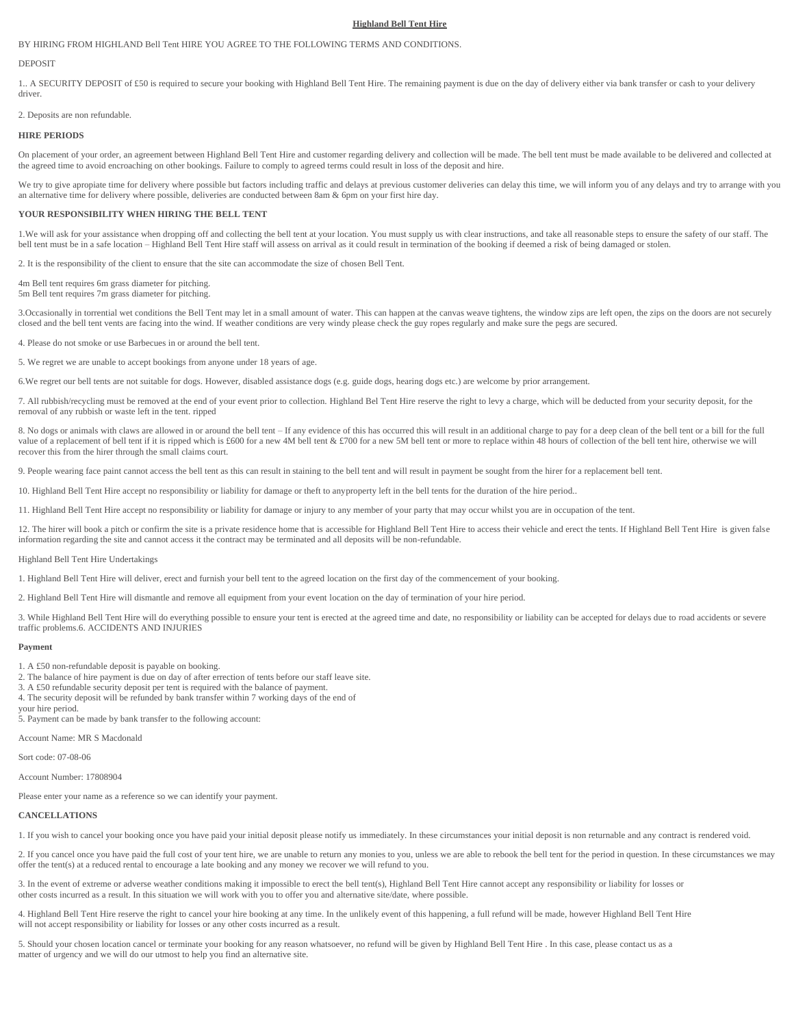# Highland Bell Tent Hire

BY HIRING FROM HIGHLAND Bell Tent HIRE YOU AGREE TO THE FOLLOWING TERMS AND CONDITIONS.

DEPOSIT

1.. A SECURITY DEPOSIT of £50 is required to secure your booking with Highland Bell Tent Hire. The remaining payment is due on the day of delivery either via bank transfer or cash to your delivery driver.

2. Deposits are non refundable.

**HIRE PERIODS**

On placement of your order, an agreement between Highland Bell Tent Hire and customer regarding delivery and collection will be made. The bell tent must be made available to be delivered and collected at the agreed time to avoid encroaching on other bookings. Failure to comply to agreed terms could result in loss of the deposit and hire.

We try to give apropiate time for delivery where possible but factors including traffic and delays at previous customer deliveries can delay this time, we will inform you of any delays and try to arrange with you an alternative time for delivery where possible, deliveries are conducted between 8am & 6pm on your first hire day.

**YOUR RESPONSIBILITY WHEN HIRING THE BELL TENT**

1.We will ask for your assistance when dropping off and collecting the bell tent at your location. You must supply us with clear instructions, and take all reasonable steps to ensure the safety of our staff. The bell tent must be in a safe location – Highland Bell Tent Hire staff will assess on arrival as it could result in termination of the booking if deemed a risk of being damaged or stolen.

2. It is the responsibility of the client to ensure that the site can accommodate the size of chosen Bell Tent.

4m Bell tent requires 6m grass diameter for pitching.
5m Bell tent requires 7m grass diameter for pitching.

3.Occasionally in torrential wet conditions the Bell Tent may let in a small amount of water. This can happen at the canvas weave tightens, the window zips are left open, the zips on the doors are not securely closed and the bell tent vents are facing into the wind. If weather conditions are very windy please check the guy ropes regularly and make sure the pegs are secured.

4. Please do not smoke or use Barbecues in or around the bell tent.

5. We regret we are unable to accept bookings from anyone under 18 years of age.

6.We regret our bell tents are not suitable for dogs. However, disabled assistance dogs (e.g. guide dogs, hearing dogs etc.) are welcome by prior arrangement.

7. All rubbish/recycling must be removed at the end of your event prior to collection. Highland Bel Tent Hire reserve the right to levy a charge, which will be deducted from your security deposit, for the removal of any rubbish or waste left in the tent. ripped

8. No dogs or animals with claws are allowed in or around the bell tent – If any evidence of this has occurred this will result in an additional charge to pay for a deep clean of the bell tent or a bill for the full value of a replacement of bell tent if it is ripped which is £600 for a new 4M bell tent & £700 for a new 5M bell tent or more to replace within 48 hours of collection of the bell tent hire, otherwise we will recover this from the hirer through the small claims court.

9. People wearing face paint cannot access the bell tent as this can result in staining to the bell tent and will result in payment be sought from the hirer for a replacement bell tent.

10. Highland Bell Tent Hire accept no responsibility or liability for damage or theft to anyproperty left in the bell tents for the duration of the hire period..

11. Highland Bell Tent Hire accept no responsibility or liability for damage or injury to any member of your party that may occur whilst you are in occupation of the tent.

12. The hirer will book a pitch or confirm the site is a private residence home that is accessible for Highland Bell Tent Hire to access their vehicle and erect the tents. If Highland Bell Tent Hire is given false information regarding the site and cannot access it the contract may be terminated and all deposits will be non-refundable.

Highland Bell Tent Hire Undertakings

1. Highland Bell Tent Hire will deliver, erect and furnish your bell tent to the agreed location on the first day of the commencement of your booking.

2. Highland Bell Tent Hire will dismantle and remove all equipment from your event location on the day of termination of your hire period.

3. While Highland Bell Tent Hire will do everything possible to ensure your tent is erected at the agreed time and date, no responsibility or liability can be accepted for delays due to road accidents or severe traffic problems.6. ACCIDENTS AND INJURIES

**Payment**

1. A £50 non-refundable deposit is payable on booking.
2. The balance of hire payment is due on day of after errection of tents before our staff leave site.
3. A £50 refundable security deposit per tent is required with the balance of payment.
4. The security deposit will be refunded by bank transfer within 7 working days of the end of your hire period.
5. Payment can be made by bank transfer to the following account:

Account Name: MR S Macdonald

Sort code: 07-08-06

Account Number: 17808904

Please enter your name as a reference so we can identify your payment.

**CANCELLATIONS**

1. If you wish to cancel your booking once you have paid your initial deposit please notify us immediately. In these circumstances your initial deposit is non returnable and any contract is rendered void.

2. If you cancel once you have paid the full cost of your tent hire, we are unable to return any monies to you, unless we are able to rebook the bell tent for the period in question. In these circumstances we may offer the tent(s) at a reduced rental to encourage a late booking and any money we recover we will refund to you.

3. In the event of extreme or adverse weather conditions making it impossible to erect the bell tent(s), Highland Bell Tent Hire cannot accept any responsibility or liability for losses or other costs incurred as a result. In this situation we will work with you to offer you and alternative site/date, where possible.

4. Highland Bell Tent Hire reserve the right to cancel your hire booking at any time. In the unlikely event of this happening, a full refund will be made, however Highland Bell Tent Hire will not accept responsibility or liability for losses or any other costs incurred as a result.

5. Should your chosen location cancel or terminate your booking for any reason whatsoever, no refund will be given by Highland Bell Tent Hire . In this case, please contact us as a matter of urgency and we will do our utmost to help you find an alternative site.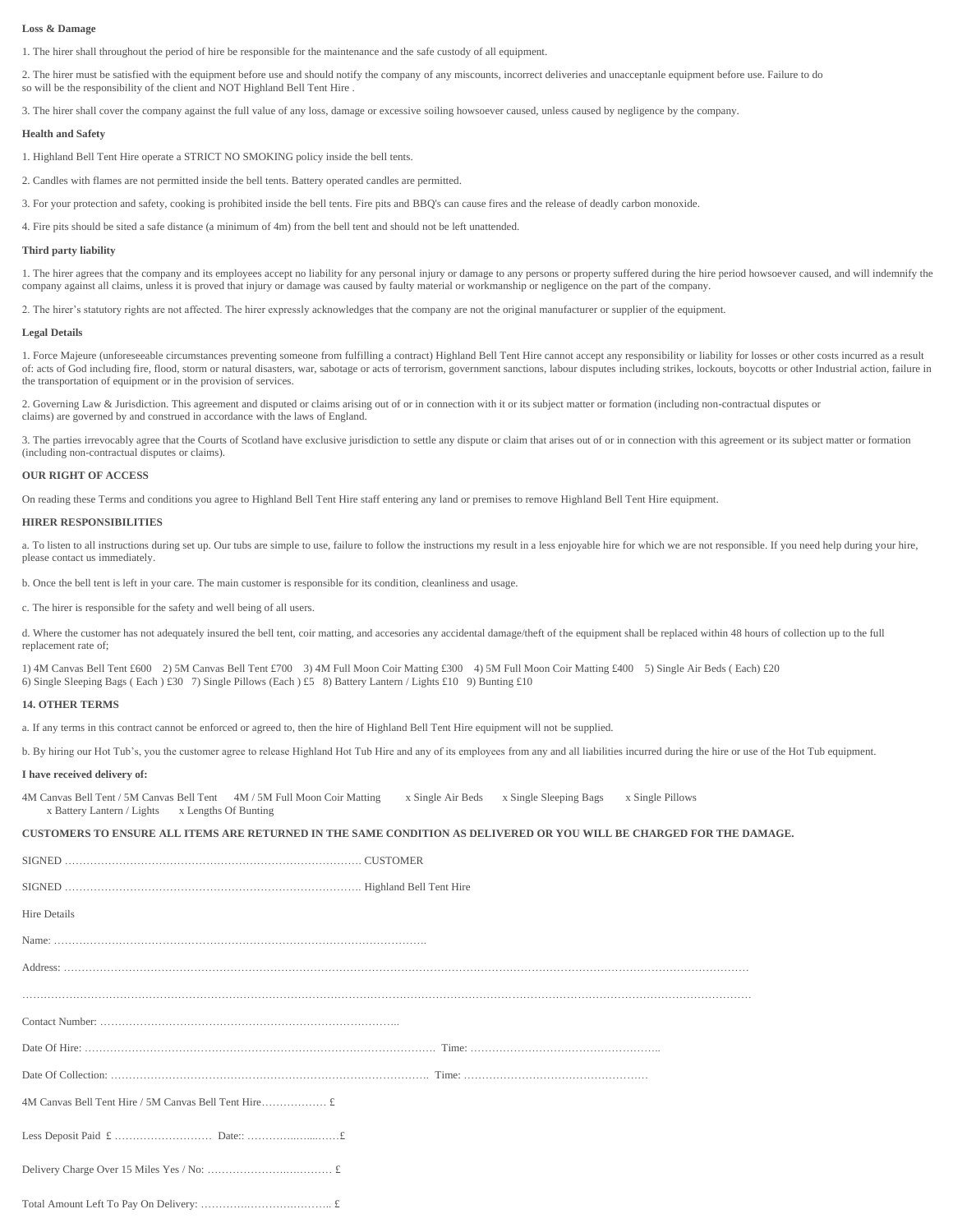**Loss & Damage**

1. The hirer shall throughout the period of hire be responsible for the maintenance and the safe custody of all equipment.

2. The hirer must be satisfied with the equipment before use and should notify the company of any miscounts, incorrect deliveries and unacceptanle equipment before use. Failure to do so will be the responsibility of the client and NOT Highland Bell Tent Hire .

3. The hirer shall cover the company against the full value of any loss, damage or excessive soiling howsoever caused, unless caused by negligence by the company.

**Health and Safety**

1. Highland Bell Tent Hire operate a STRICT NO SMOKING policy inside the bell tents.

2. Candles with flames are not permitted inside the bell tents. Battery operated candles are permitted.

3. For your protection and safety, cooking is prohibited inside the bell tents. Fire pits and BBQ's can cause fires and the release of deadly carbon monoxide.

4. Fire pits should be sited a safe distance (a minimum of 4m) from the bell tent and should not be left unattended.

**Third party liability**

1. The hirer agrees that the company and its employees accept no liability for any personal injury or damage to any persons or property suffered during the hire period howsoever caused, and will indemnify the company against all claims, unless it is proved that injury or damage was caused by faulty material or workmanship or negligence on the part of the company.

2. The hirer's statutory rights are not affected. The hirer expressly acknowledges that the company are not the original manufacturer or supplier of the equipment.

**Legal Details**

1. Force Majeure (unforeseeable circumstances preventing someone from fulfilling a contract) Highland Bell Tent Hire cannot accept any responsibility or liability for losses or other costs incurred as a result of: acts of God including fire, flood, storm or natural disasters, war, sabotage or acts of terrorism, government sanctions, labour disputes including strikes, lockouts, boycotts or other Industrial action, failure in the transportation of equipment or in the provision of services.

2. Governing Law & Jurisdiction. This agreement and disputed or claims arising out of or in connection with it or its subject matter or formation (including non-contractual disputes or claims) are governed by and construed in accordance with the laws of England.

3. The parties irrevocably agree that the Courts of Scotland have exclusive jurisdiction to settle any dispute or claim that arises out of or in connection with this agreement or its subject matter or formation (including non-contractual disputes or claims).

**OUR RIGHT OF ACCESS**

On reading these Terms and conditions you agree to Highland Bell Tent Hire staff entering any land or premises to remove Highland Bell Tent Hire equipment.

**HIRER RESPONSIBILITIES**

a. To listen to all instructions during set up. Our tubs are simple to use, failure to follow the instructions my result in a less enjoyable hire for which we are not responsible. If you need help during your hire, please contact us immediately.

b. Once the bell tent is left in your care. The main customer is responsible for its condition, cleanliness and usage.

c. The hirer is responsible for the safety and well being of all users.

d. Where the customer has not adequately insured the bell tent, coir matting, and accesories any accidental damage/theft of the equipment shall be replaced within 48 hours of collection up to the full replacement rate of;

1) 4M Canvas Bell Tent £600 2) 5M Canvas Bell Tent £700 3) 4M Full Moon Coir Matting £300 4) 5M Full Moon Coir Matting £400 5) Single Air Beds ( Each) £20 6) Single Sleeping Bags ( Each ) £30 7) Single Pillows (Each ) £5 8) Battery Lantern / Lights £10 9) Bunting £10

**14. OTHER TERMS**

a. If any terms in this contract cannot be enforced or agreed to, then the hire of Highland Bell Tent Hire equipment will not be supplied.

b. By hiring our Hot Tub's, you the customer agree to release Highland Hot Tub Hire and any of its employees from any and all liabilities incurred during the hire or use of the Hot Tub equipment.

**I have received delivery of:**

4M Canvas Bell Tent / 5M Canvas Bell Tent 4M / 5M Full Moon Coir Matting x Single Air Beds x Single Sleeping Bags x Single Pillows x Battery Lantern / Lights x Lengths Of Bunting

**CUSTOMERS TO ENSURE ALL ITEMS ARE RETURNED IN THE SAME CONDITION AS DELIVERED OR YOU WILL BE CHARGED FOR THE DAMAGE.**

SIGNED ………………………………………………………………………. CUSTOMER

SIGNED ………………………………………………………………………. Highland Bell Tent Hire

Hire Details

Name: ……………………………………………………………………………………….

Address: ……………………………………………………………………………………………………………………………………………………………………

……………………………………………………………………………………………………………………………………………………………………………

Contact Number: ………………………………………………………………………..

Date Of Hire: ……………………………………………………………………………………… Time: ………………………………………………..

Date Of Collection: ……………………………………………………………………………. Time: ……………………………………………

4M Canvas Bell Tent Hire / 5M Canvas Bell Tent Hire……………… £

Less Deposit Paid £ ……………………… Date:: ………..……..……£

Delivery Charge Over 15 Miles Yes / No: ………………….………… £

Total Amount Left To Pay On Delivery: ……………………………….. £